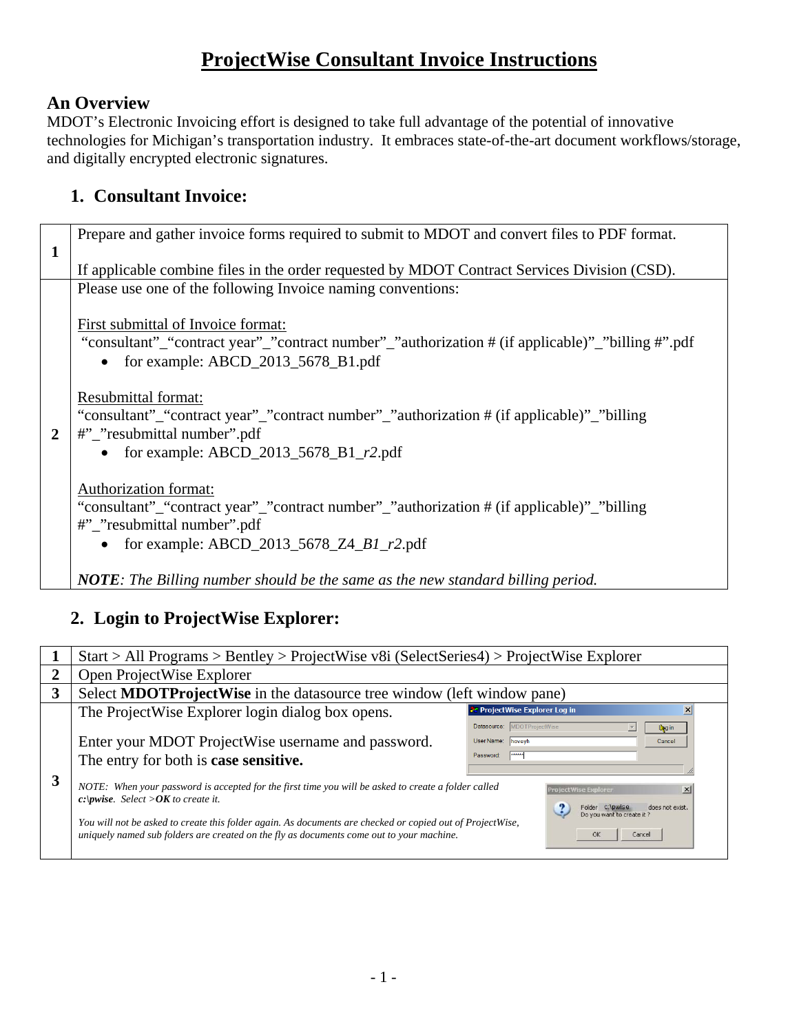# ProjectWise Consultant Invoice Instructions

## An Overview

MDOT's Electronic Invoicing effort is designed to take full advantage of the potential of innovative technologies for Michigan's transportation industry. It embraces state-of-the-art document workflows/storage, and digitally encrypted electronic signatures.

### 1. Consultant Invoice:

| | |
|---|---|
| **1** | Prepare and gather invoice forms required to submit to MDOT and convert files to PDF format.<br><br>If applicable combine files in the order requested by MDOT Contract Services Division (CSD). |
| **2** | Please use one of the following Invoice naming conventions:<br><br><u>First submittal of Invoice format:</u><br>"consultant"_"contract year"_"contract number"_"authorization # (if applicable)"_"billing #".pdf<br>• for example: ABCD_2013_5678_B1.pdf<br><br><u>Resubmittal format:</u><br>"consultant"_"contract year"_"contract number"_"authorization # (if applicable)"_"billing #"_"resubmittal number".pdf<br>• for example: ABCD_2013_5678_B1_*r2*.pdf<br><br><u>Authorization format:</u><br>"consultant"_"contract year"_"contract number"_"authorization # (if applicable)"_"billing #"_"resubmittal number".pdf<br>• for example: ABCD_2013_5678_Z4_*B1*_*r2*.pdf<br><br>***NOTE**: The Billing number should be the same as the new standard billing period.* |

### 2. Login to ProjectWise Explorer:

| | |
|---|---|
| **1** | Start > All Programs > Bentley > ProjectWise v8i (SelectSeries4) > ProjectWise Explorer |
| **2** | Open ProjectWise Explorer |
| **3** | Select **MDOTProjectWise** in the datasource tree window (left window pane) |
| **3** | The ProjectWise Explorer login dialog box opens.<br><br>Enter your MDOT ProjectWise username and password. The entry for both is **case sensitive.**<br><br>*NOTE: When your password is accepted for the first time you will be asked to create a folder called **c:\pwise**. Select >**OK** to create it.*<br><br>*You will not be asked to create this folder again. As documents are checked or copied out of ProjectWise, uniquely named sub folders are created on the fly as documents come out to your machine.* |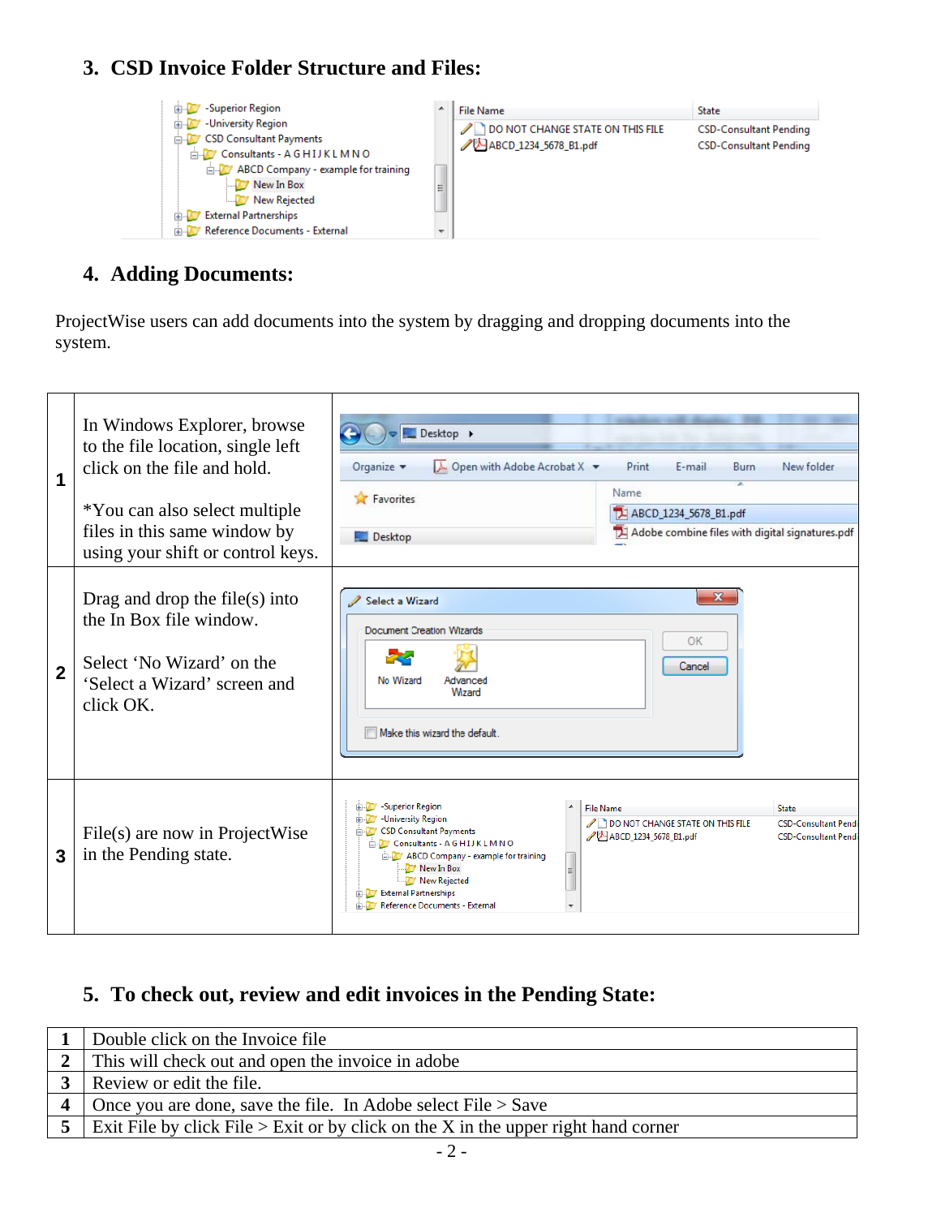## 3. CSD Invoice Folder Structure and Files:

## 4. Adding Documents:

ProjectWise users can add documents into the system by dragging and dropping documents into the system.

| | | |
|---|---|---|
| 1 | In Windows Explorer, browse to the file location, single left click on the file and hold.<br><br>*You can also select multiple files in this same window by using your shift or control keys. | |
| 2 | Drag and drop the file(s) into the In Box file window.<br><br>Select 'No Wizard' on the 'Select a Wizard' screen and click OK. | |
| 3 | File(s) are now in ProjectWise in the Pending state. | |

## 5. To check out, review and edit invoices in the Pending State:

| | |
|---|---|
| 1 | Double click on the Invoice file |
| 2 | This will check out and open the invoice in adobe |
| 3 | Review or edit the file. |
| 4 | Once you are done, save the file. In Adobe select File > Save |
| 5 | Exit File by click File > Exit or by click on the X in the upper right hand corner |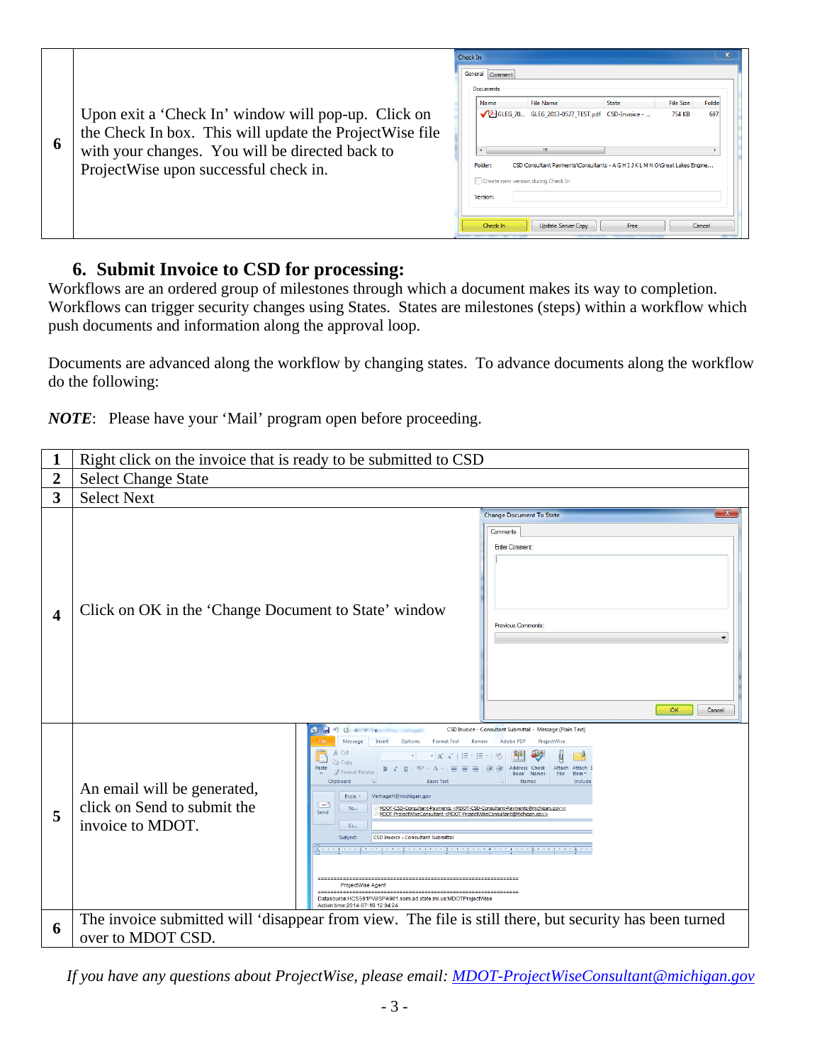| 6 | Upon exit a 'Check In' window will pop-up. Click on the Check In box. This will update the ProjectWise file with your changes. You will be directed back to ProjectWise upon successful check in. |
|---|---|

## 6. Submit Invoice to CSD for processing:

Workflows are an ordered group of milestones through which a document makes its way to completion. Workflows can trigger security changes using States. States are milestones (steps) within a workflow which push documents and information along the approval loop.

Documents are advanced along the workflow by changing states. To advance documents along the workflow do the following:

***NOTE***: Please have your 'Mail' program open before proceeding.

| 1 | Right click on the invoice that is ready to be submitted to CSD |
|---|---|
| 2 | Select Change State |
| 3 | Select Next |
| 4 | Click on OK in the 'Change Document to State' window |
| 5 | An email will be generated, click on Send to submit the invoice to MDOT. |
| 6 | The invoice submitted will 'disappear from view. The file is still there, but security has been turned over to MDOT CSD. |

*If you have any questions about ProjectWise, please email: [MDOT-ProjectWiseConsultant@michigan.gov](mailto:MDOT-ProjectWiseConsultant@michigan.gov)*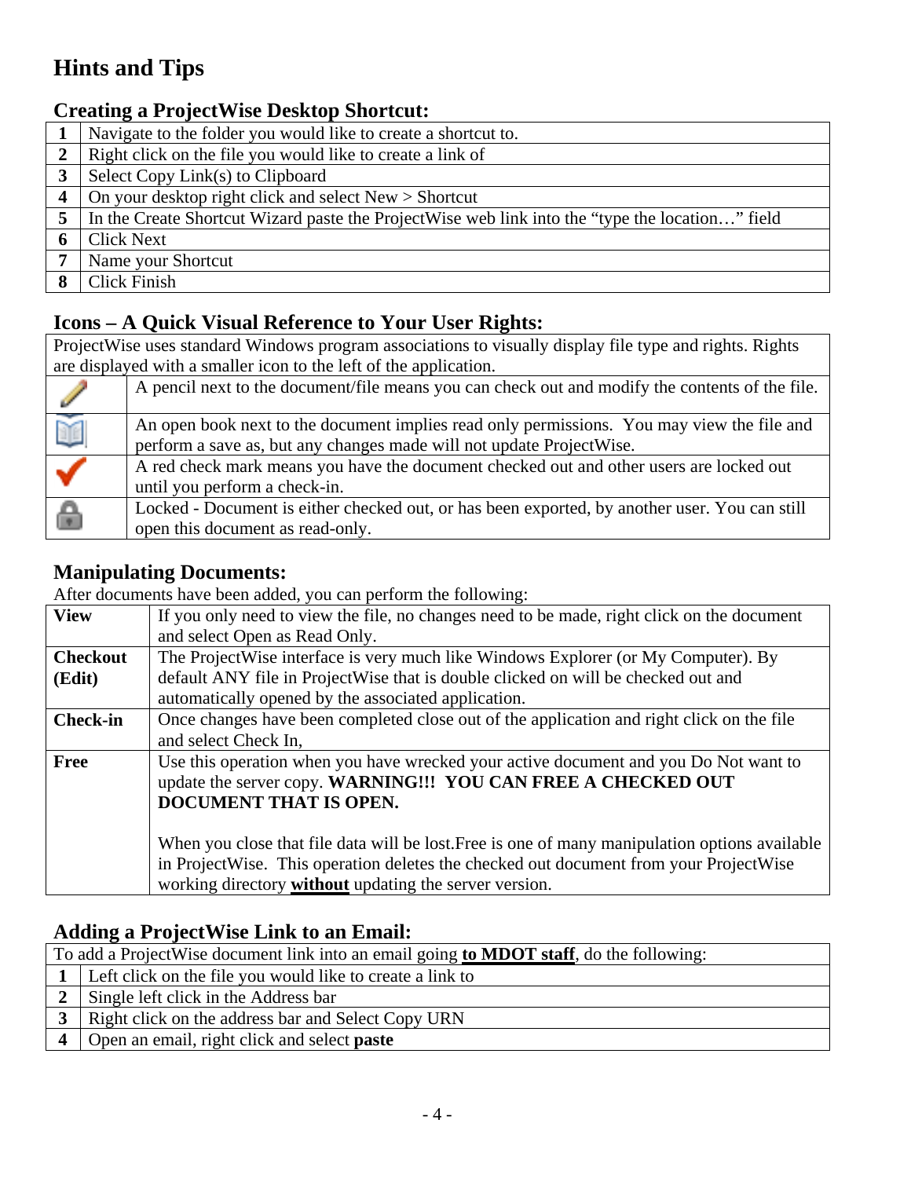# Hints and Tips

## Creating a ProjectWise Desktop Shortcut:

| | |
|---|---|
| **1** | Navigate to the folder you would like to create a shortcut to. |
| **2** | Right click on the file you would like to create a link of |
| **3** | Select Copy Link(s) to Clipboard |
| **4** | On your desktop right click and select New > Shortcut |
| **5** | In the Create Shortcut Wizard paste the ProjectWise web link into the "type the location…" field |
| **6** | Click Next |
| **7** | Name your Shortcut |
| **8** | Click Finish |

## Icons – A Quick Visual Reference to Your User Rights:

ProjectWise uses standard Windows program associations to visually display file type and rights. Rights are displayed with a smaller icon to the left of the application.

| | |
|---|---|
| | A pencil next to the document/file means you can check out and modify the contents of the file. |
| | An open book next to the document implies read only permissions. You may view the file and perform a save as, but any changes made will not update ProjectWise. |
| | A red check mark means you have the document checked out and other users are locked out until you perform a check-in. |
| | Locked - Document is either checked out, or has been exported, by another user. You can still open this document as read-only. |

## Manipulating Documents:

After documents have been added, you can perform the following:

| | |
|---|---|
| **View** | If you only need to view the file, no changes need to be made, right click on the document and select Open as Read Only. |
| **Checkout (Edit)** | The ProjectWise interface is very much like Windows Explorer (or My Computer). By default ANY file in ProjectWise that is double clicked on will be checked out and automatically opened by the associated application. |
| **Check-in** | Once changes have been completed close out of the application and right click on the file and select Check In, |
| **Free** | Use this operation when you have wrecked your active document and you Do Not want to update the server copy. **WARNING!!! YOU CAN FREE A CHECKED OUT DOCUMENT THAT IS OPEN.** <br><br> When you close that file data will be lost.Free is one of many manipulation options available in ProjectWise. This operation deletes the checked out document from your ProjectWise working directory **without** updating the server version. |

## Adding a ProjectWise Link to an Email:

To add a ProjectWise document link into an email going **to MDOT staff**, do the following:

| | |
|---|---|
| **1** | Left click on the file you would like to create a link to |
| **2** | Single left click in the Address bar |
| **3** | Right click on the address bar and Select Copy URN |
| **4** | Open an email, right click and select **paste** |